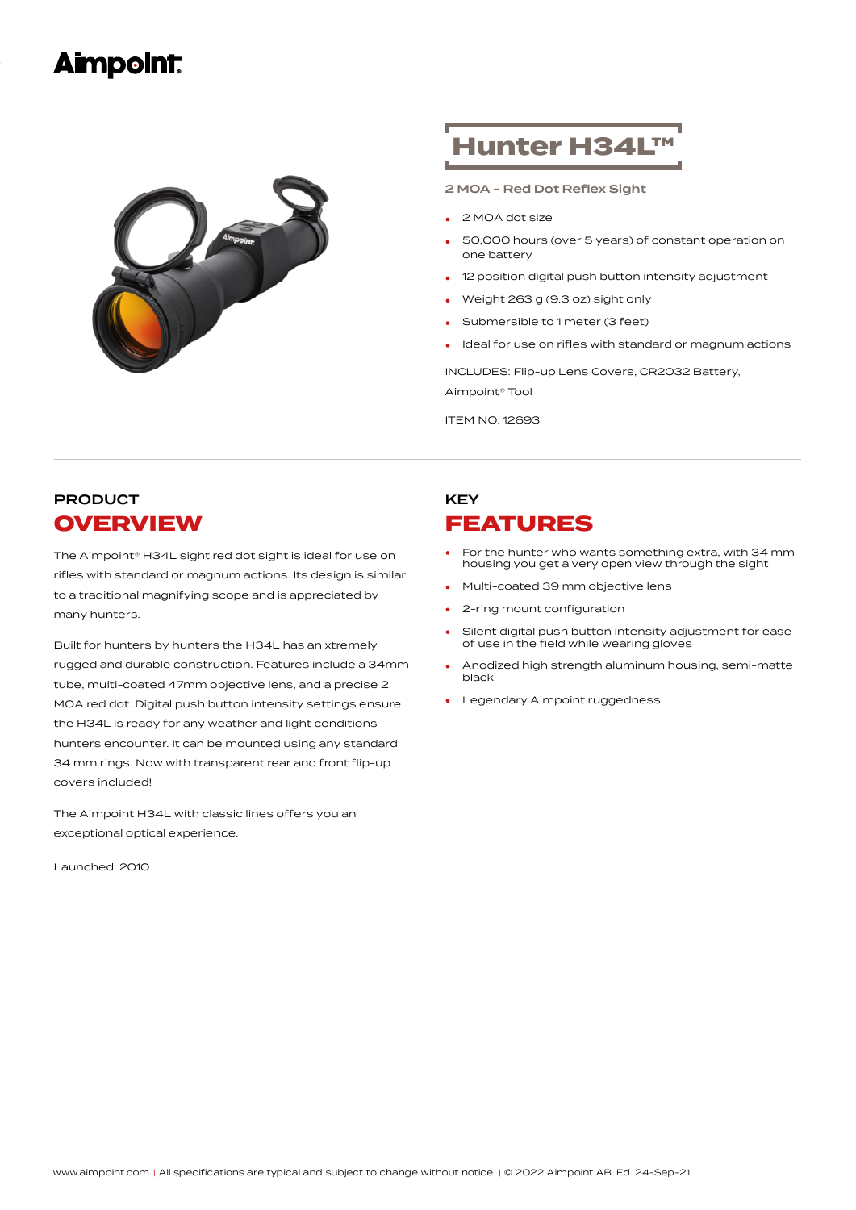# Aimpoint

# Hunter H34L™

**2 MOA - Red Dot Reflex Sight**

- 2 MOA dot size
- 50,000 hours (over 5 years) of constant operation on one battery
- 12 position digital push button intensity adjustment
- Weight 263 g (9.3 oz) sight only
- Submersible to 1 meter (3 feet)
- Ideal for use on rifles with standard or magnum actions

INCLUDES: Flip-up Lens Covers, CR2032 Battery, Aimpoint® Tool

ITEM NO. 12693

## PRODUCT OVERVIEW

The Aimpoint® H34L sight red dot sight is ideal for use on rifles with standard or magnum actions. Its design is similar to a traditional magnifying scope and is appreciated by many hunters.

Built for hunters by hunters the H34L has an xtremely rugged and durable construction. Features include a 34mm tube, multi-coated 47mm objective lens, and a precise 2 MOA red dot. Digital push button intensity settings ensure the H34L is ready for any weather and light conditions hunters encounter. It can be mounted using any standard 34 mm rings. Now with transparent rear and front flip-up covers included!

The Aimpoint H34L with classic lines offers you an exceptional optical experience.

Launched: 2010

## KEY FEATURES

- For the hunter who wants something extra, with 34 mm housing you get a very open view through the sight
- Multi-coated 39 mm objective lens
- 2-ring mount configuration
- Silent digital push button intensity adjustment for ease of use in the field while wearing gloves
- Anodized high strength aluminum housing, semi-matte black
- Legendary Aimpoint ruggedness

www.aimpoint.com | All specifications are typical and subject to change without notice. | © 2022 Aimpoint AB. Ed. 24-Sep-21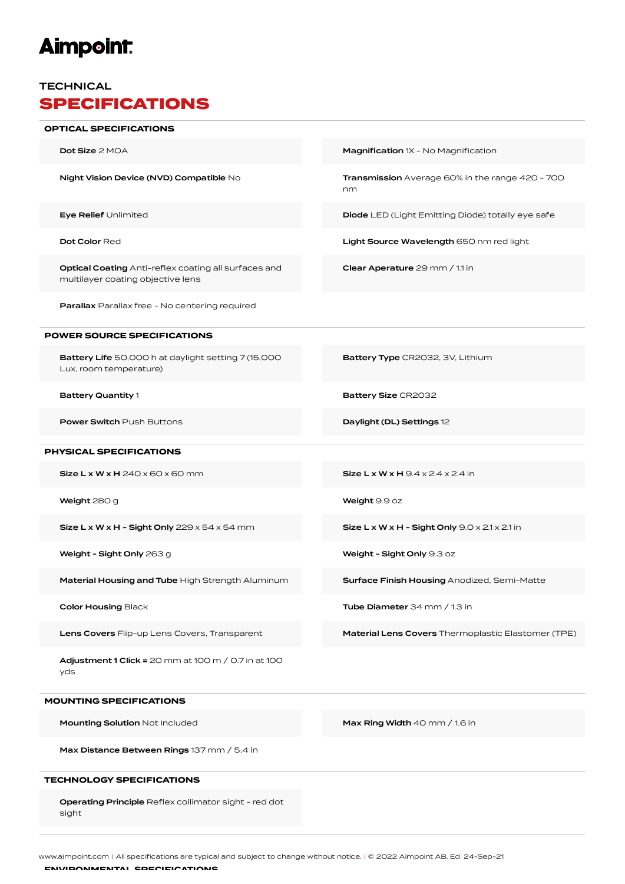# Aimpoint

## TECHNICAL
# SPECIFICATIONS

### OPTICAL SPECIFICATIONS

**Dot Size** 2 MOA

**Magnification** 1X - No Magnification

**Night Vision Device (NVD) Compatible** No

**Transmission** Average 60% in the range 420 - 700 nm

**Eye Relief** Unlimited

**Diode** LED (Light Emitting Diode) totally eye safe

**Dot Color** Red

**Light Source Wavelength** 650 nm red light

**Optical Coating** Anti-reflex coating all surfaces and multilayer coating objective lens

**Clear Aperature** 29 mm / 1.1 in

**Parallax** Parallax free - No centering required

### POWER SOURCE SPECIFICATIONS

**Battery Life** 50,000 h at daylight setting 7 (15,000 Lux, room temperature)

**Battery Type** CR2032, 3V, Lithium

**Battery Quantity** 1

**Battery Size** CR2032

**Power Switch** Push Buttons

**Daylight (DL) Settings** 12

### PHYSICAL SPECIFICATIONS

**Size L x W x H** 240 x 60 x 60 mm

**Size L x W x H** 9.4 x 2.4 x 2.4 in

**Weight** 280 g

**Weight** 9.9 oz

**Size L x W x H - Sight Only** 229 x 54 x 54 mm

**Size L x W x H - Sight Only** 9.0 x 2.1 x 2.1 in

**Weight - Sight Only** 263 g

**Weight - Sight Only** 9.3 oz

**Material Housing and Tube** High Strength Aluminum

**Surface Finish Housing** Anodized, Semi-Matte

**Color Housing** Black

**Tube Diameter** 34 mm / 1.3 in

**Lens Covers** Flip-up Lens Covers, Transparent

**Material Lens Covers** Thermoplastic Elastomer (TPE)

**Adjustment 1 Click =** 20 mm at 100 m / 0.7 in at 100 yds

### MOUNTING SPECIFICATIONS

**Mounting Solution** Not Included

**Max Ring Width** 40 mm / 1.6 in

**Max Distance Between Rings** 137 mm / 5.4 in

### TECHNOLOGY SPECIFICATIONS

**Operating Principle** Reflex collimator sight - red dot sight

www.aimpoint.com | All specifications are typical and subject to change without notice. | © 2022 Aimpoint AB. Ed. 24-Sep-21

### ENVIRONMENTAL SPECIFICATIONS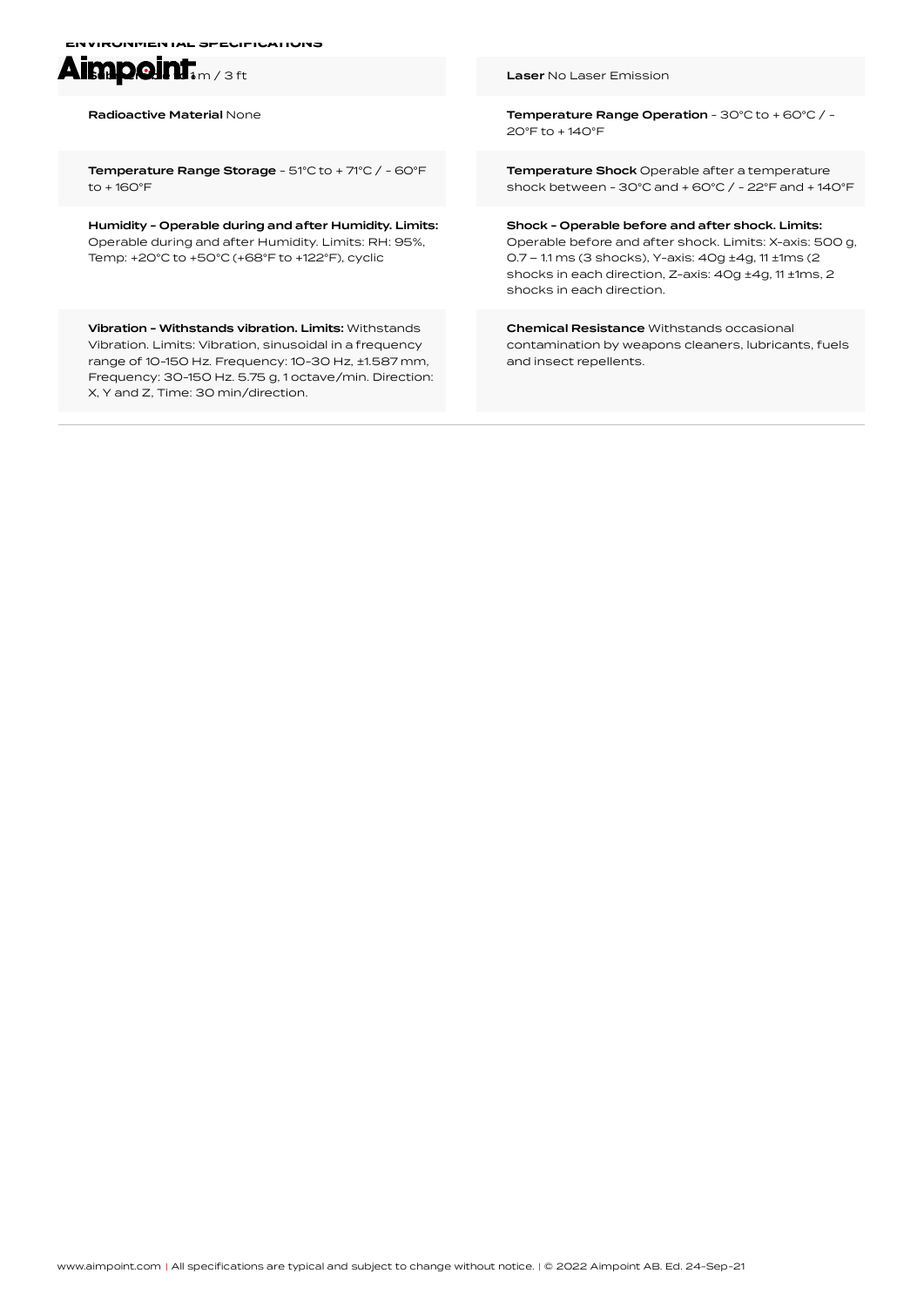## ENVIRONMENTAL SPECIFICATIONS

**Submersible** 1 m / 3 ft

**Laser** No Laser Emission

**Radioactive Material** None

**Temperature Range Operation** - 30°C to + 60°C / - 20°F to + 140°F

**Temperature Range Storage** - 51°C to + 71°C / - 60°F to + 160°F

**Temperature Shock** Operable after a temperature shock between - 30°C and + 60°C / - 22°F and + 140°F

**Humidity - Operable during and after Humidity. Limits:** Operable during and after Humidity. Limits: RH: 95%, Temp: +20°C to +50°C (+68°F to +122°F), cyclic

**Shock - Operable before and after shock. Limits:** Operable before and after shock. Limits: X-axis: 500 g, 0.7 – 1.1 ms (3 shocks), Y-axis: 40g ±4g, 11 ±1ms (2 shocks in each direction, Z-axis: 40g ±4g, 11 ±1ms, 2 shocks in each direction.

**Vibration - Withstands vibration. Limits:** Withstands Vibration. Limits: Vibration, sinusoidal in a frequency range of 10-150 Hz. Frequency: 10-30 Hz, ±1.587 mm, Frequency: 30-150 Hz. 5.75 g, 1 octave/min. Direction: X, Y and Z, Time: 30 min/direction.

**Chemical Resistance** Withstands occasional contamination by weapons cleaners, lubricants, fuels and insect repellents.

www.aimpoint.com | All specifications are typical and subject to change without notice. | © 2022 Aimpoint AB. Ed. 24-Sep-21